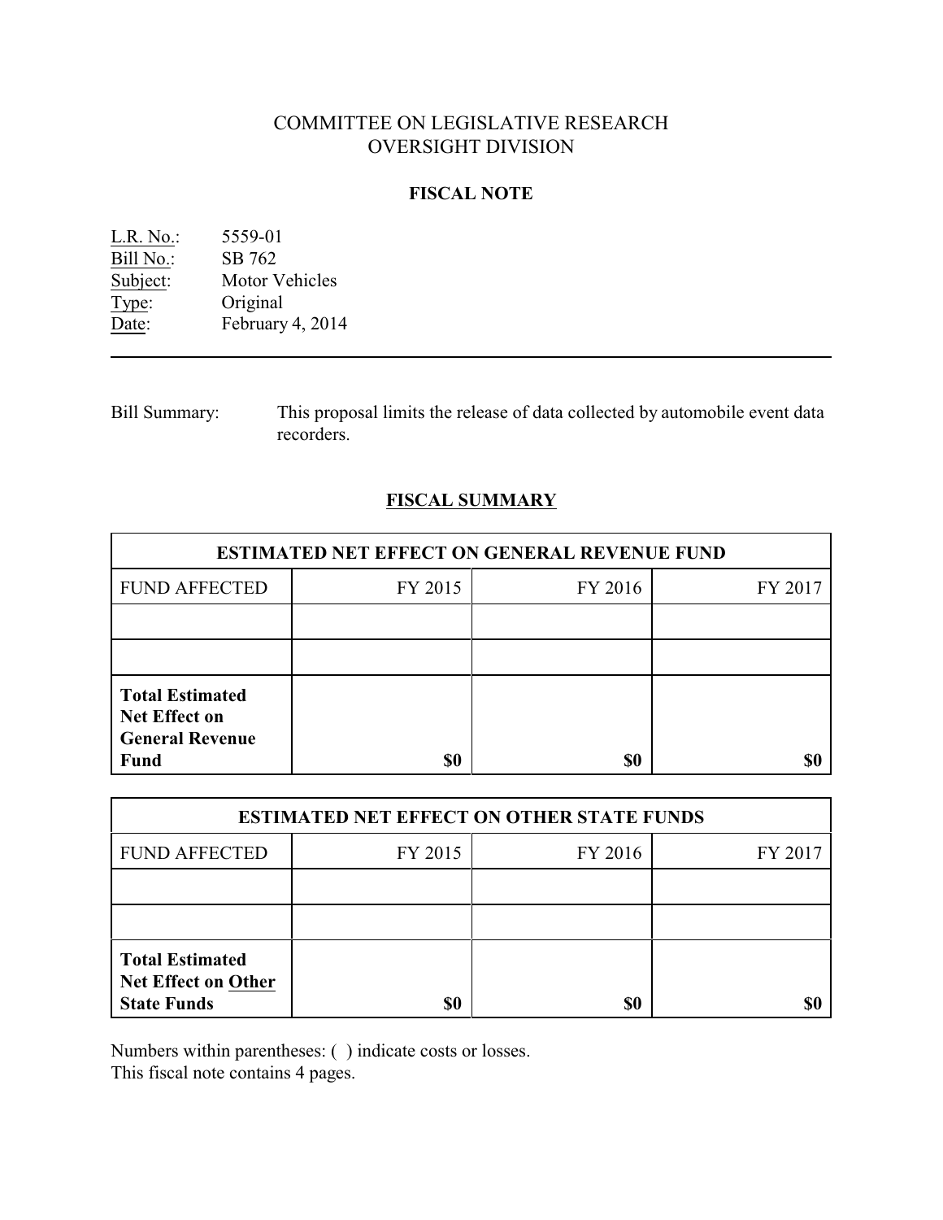# COMMITTEE ON LEGISLATIVE RESEARCH
# OVERSIGHT DIVISION

## FISCAL NOTE

L.R. No.: 5559-01
Bill No.: SB 762
Subject: Motor Vehicles
Type: Original
Date: February 4, 2014

---

Bill Summary: This proposal limits the release of data collected by automobile event data recorders.

## FISCAL SUMMARY

| ESTIMATED NET EFFECT ON GENERAL REVENUE FUND | | | |
|---|---|---|---|
| FUND AFFECTED | FY 2015 | FY 2016 | FY 2017 |
| | | | |
| | | | |
| **Total Estimated Net Effect on General Revenue Fund** | **$0** | **$0** | **$0** |

| ESTIMATED NET EFFECT ON OTHER STATE FUNDS | | | |
|---|---|---|---|
| FUND AFFECTED | FY 2015 | FY 2016 | FY 2017 |
| | | | |
| | | | |
| **Total Estimated Net Effect on Other State Funds** | **$0** | **$0** | **$0** |

Numbers within parentheses: ( ) indicate costs or losses.
This fiscal note contains 4 pages.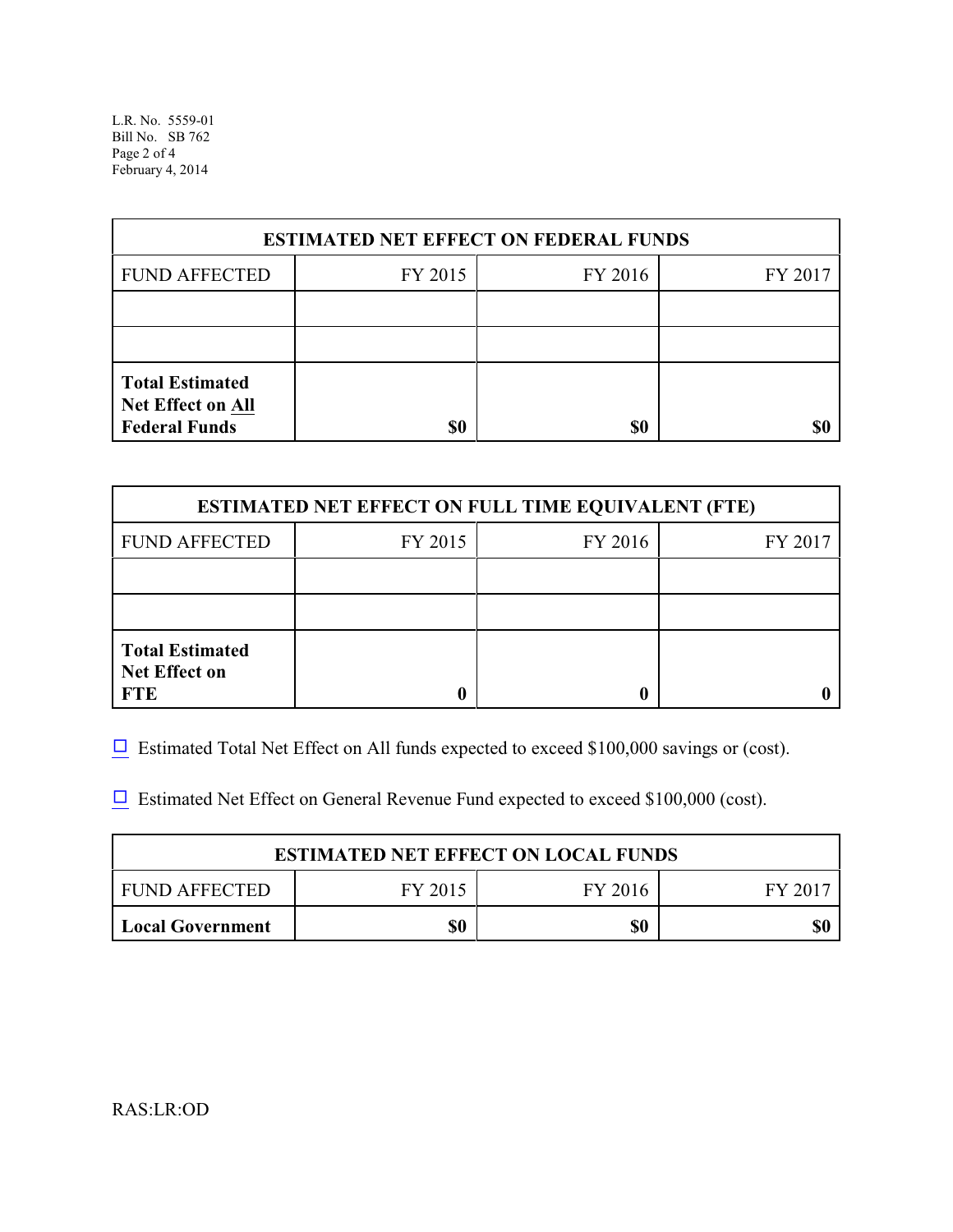| ESTIMATED NET EFFECT ON FEDERAL FUNDS | | | |
|---|---|---|---|
| FUND AFFECTED | FY 2015 | FY 2016 | FY 2017 |
| | | | |
| | | | |
| **Total Estimated Net Effect on All Federal Funds** | **$0** | **$0** | **$0** |

| ESTIMATED NET EFFECT ON FULL TIME EQUIVALENT (FTE) | | | |
|---|---|---|---|
| FUND AFFECTED | FY 2015 | FY 2016 | FY 2017 |
| | | | |
| | | | |
| **Total Estimated Net Effect on FTE** | **0** | **0** | **0** |

☐ Estimated Total Net Effect on All funds expected to exceed $100,000 savings or (cost).

☐ Estimated Net Effect on General Revenue Fund expected to exceed $100,000 (cost).

| ESTIMATED NET EFFECT ON LOCAL FUNDS | | | |
|---|---|---|---|
| FUND AFFECTED | FY 2015 | FY 2016 | FY 2017 |
| **Local Government** | **$0** | **$0** | **$0** |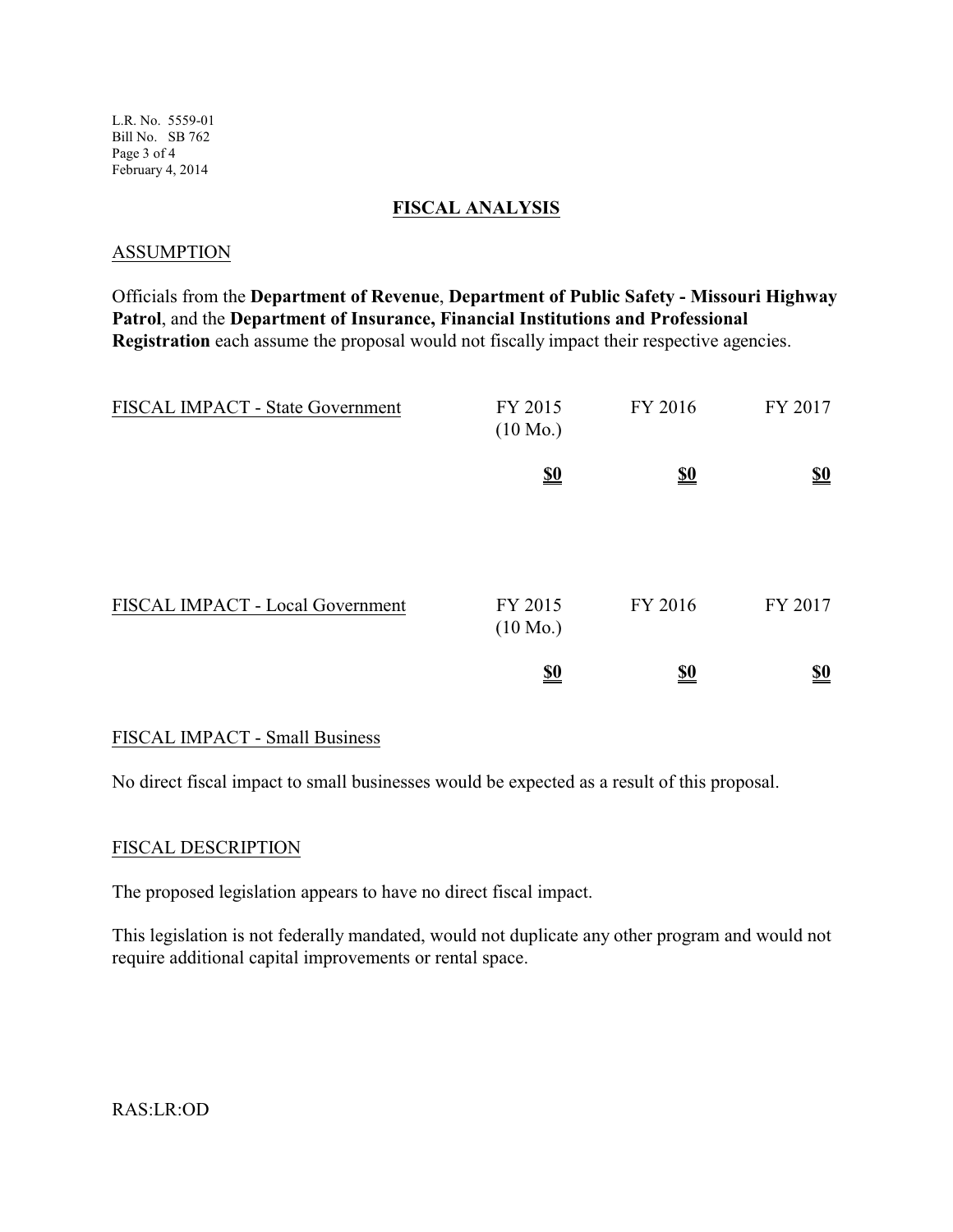## FISCAL ANALYSIS

### ASSUMPTION

Officials from the **Department of Revenue**, **Department of Public Safety - Missouri Highway Patrol**, and the **Department of Insurance, Financial Institutions and Professional Registration** each assume the proposal would not fiscally impact their respective agencies.

| FISCAL IMPACT - State Government | FY 2015 (10 Mo.) | FY 2016 | FY 2017 |
| --- | --- | --- | --- |
| | **$0** | **$0** | **$0** |

| FISCAL IMPACT - Local Government | FY 2015 (10 Mo.) | FY 2016 | FY 2017 |
| --- | --- | --- | --- |
| | **$0** | **$0** | **$0** |

### FISCAL IMPACT - Small Business

No direct fiscal impact to small businesses would be expected as a result of this proposal.

### FISCAL DESCRIPTION

The proposed legislation appears to have no direct fiscal impact.

This legislation is not federally mandated, would not duplicate any other program and would not require additional capital improvements or rental space.

RAS:LR:OD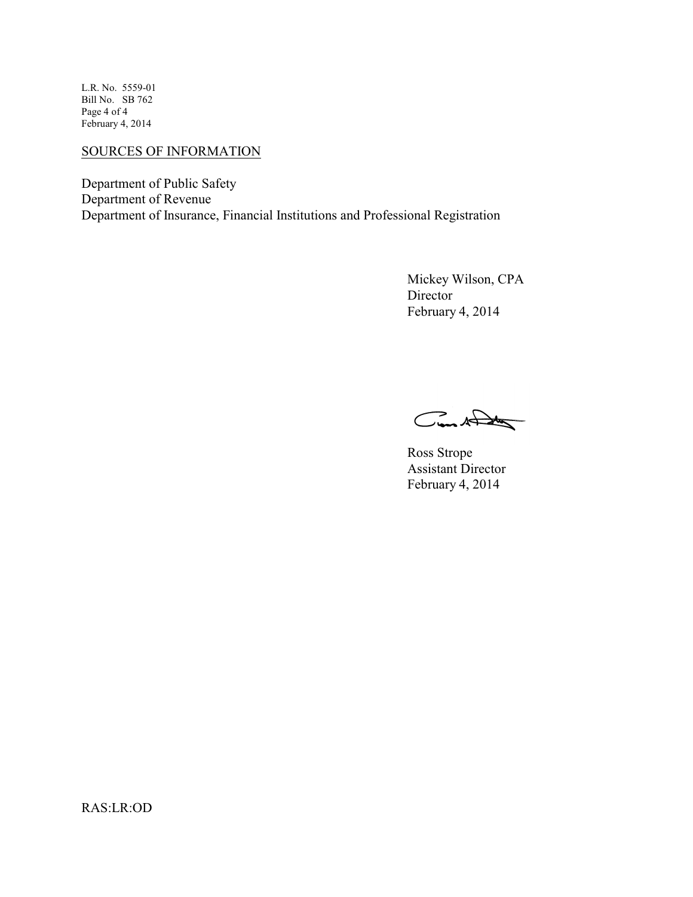## SOURCES OF INFORMATION

Department of Public Safety
Department of Revenue
Department of Insurance, Financial Institutions and Professional Registration

Mickey Wilson, CPA
Director
February 4, 2014

Ross Strope
Assistant Director
February 4, 2014

RAS:LR:OD